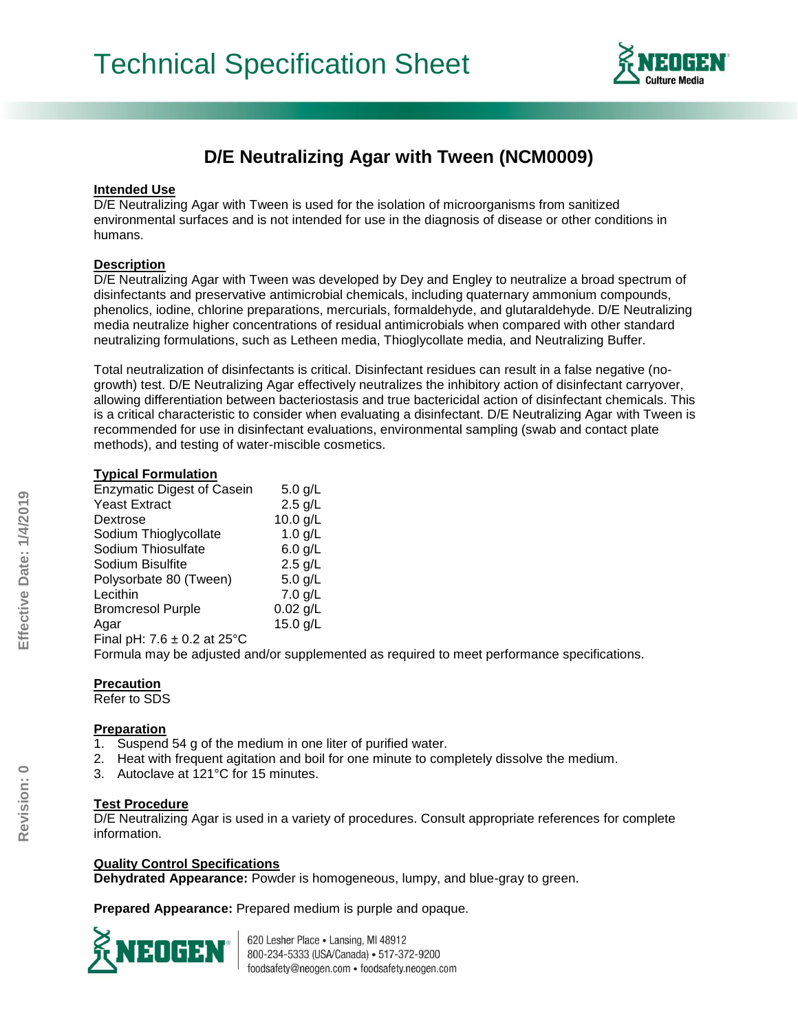# Technical Specification Sheet

## D/E Neutralizing Agar with Tween (NCM0009)

### Intended Use

D/E Neutralizing Agar with Tween is used for the isolation of microorganisms from sanitized environmental surfaces and is not intended for use in the diagnosis of disease or other conditions in humans.

### Description

D/E Neutralizing Agar with Tween was developed by Dey and Engley to neutralize a broad spectrum of disinfectants and preservative antimicrobial chemicals, including quaternary ammonium compounds, phenolics, iodine, chlorine preparations, mercurials, formaldehyde, and glutaraldehyde. D/E Neutralizing media neutralize higher concentrations of residual antimicrobials when compared with other standard neutralizing formulations, such as Letheen media, Thioglycollate media, and Neutralizing Buffer.

Total neutralization of disinfectants is critical. Disinfectant residues can result in a false negative (no-growth) test. D/E Neutralizing Agar effectively neutralizes the inhibitory action of disinfectant carryover, allowing differentiation between bacteriostasis and true bactericidal action of disinfectant chemicals. This is a critical characteristic to consider when evaluating a disinfectant. D/E Neutralizing Agar with Tween is recommended for use in disinfectant evaluations, environmental sampling (swab and contact plate methods), and testing of water-miscible cosmetics.

### Typical Formulation

| Ingredient | Amount |
|---|---|
| Enzymatic Digest of Casein | 5.0 g/L |
| Yeast Extract | 2.5 g/L |
| Dextrose | 10.0 g/L |
| Sodium Thioglycollate | 1.0 g/L |
| Sodium Thiosulfate | 6.0 g/L |
| Sodium Bisulfite | 2.5 g/L |
| Polysorbate 80 (Tween) | 5.0 g/L |
| Lecithin | 7.0 g/L |
| Bromcresol Purple | 0.02 g/L |
| Agar | 15.0 g/L |

Final pH: 7.6 ± 0.2 at 25°C

Formula may be adjusted and/or supplemented as required to meet performance specifications.

### Precaution

Refer to SDS

### Preparation

1. Suspend 54 g of the medium in one liter of purified water.
2. Heat with frequent agitation and boil for one minute to completely dissolve the medium.
3. Autoclave at 121°C for 15 minutes.

### Test Procedure

D/E Neutralizing Agar is used in a variety of procedures. Consult appropriate references for complete information.

### Quality Control Specifications

**Dehydrated Appearance:** Powder is homogeneous, lumpy, and blue-gray to green.

**Prepared Appearance:** Prepared medium is purple and opaque.

620 Lesher Place • Lansing, MI 48912
800-234-5333 (USA/Canada) • 517-372-9200
foodsafety@neogen.com • foodsafety.neogen.com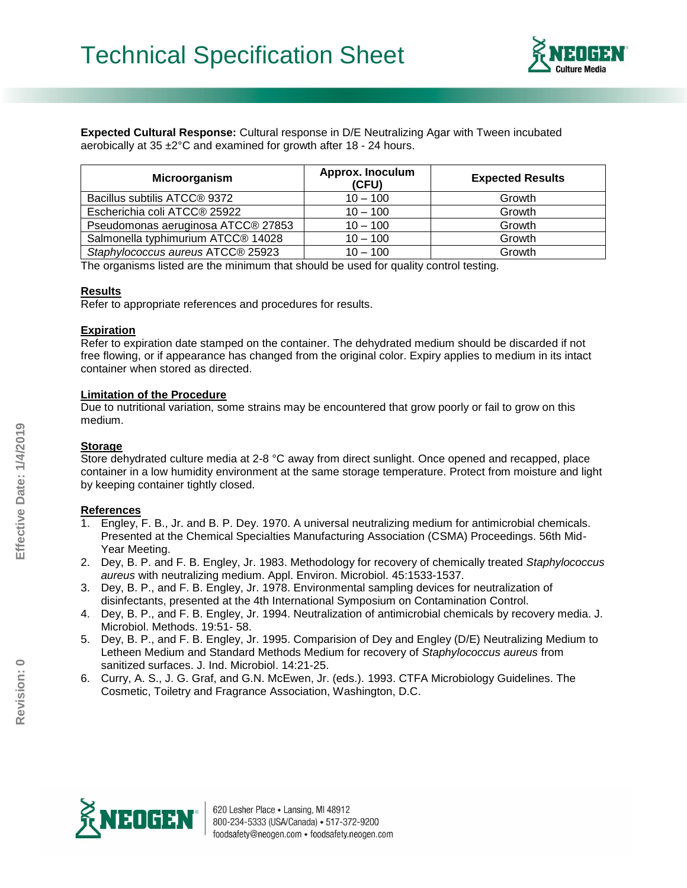**Expected Cultural Response:** Cultural response in D/E Neutralizing Agar with Tween incubated aerobically at 35 ±2°C and examined for growth after 18 - 24 hours.

| Microorganism | Approx. Inoculum (CFU) | Expected Results |
|---|---|---|
| Bacillus subtilis ATCC® 9372 | 10 – 100 | Growth |
| Escherichia coli ATCC® 25922 | 10 – 100 | Growth |
| Pseudomonas aeruginosa ATCC® 27853 | 10 – 100 | Growth |
| Salmonella typhimurium ATCC® 14028 | 10 – 100 | Growth |
| *Staphylococcus aureus* ATCC® 25923 | 10 – 100 | Growth |

The organisms listed are the minimum that should be used for quality control testing.

## Results

Refer to appropriate references and procedures for results.

## Expiration

Refer to expiration date stamped on the container. The dehydrated medium should be discarded if not free flowing, or if appearance has changed from the original color. Expiry applies to medium in its intact container when stored as directed.

## Limitation of the Procedure

Due to nutritional variation, some strains may be encountered that grow poorly or fail to grow on this medium.

## Storage

Store dehydrated culture media at 2-8 °C away from direct sunlight. Once opened and recapped, place container in a low humidity environment at the same storage temperature. Protect from moisture and light by keeping container tightly closed.

## References

1. Engley, F. B., Jr. and B. P. Dey. 1970. A universal neutralizing medium for antimicrobial chemicals. Presented at the Chemical Specialties Manufacturing Association (CSMA) Proceedings. 56th Mid-Year Meeting.
2. Dey, B. P. and F. B. Engley, Jr. 1983. Methodology for recovery of chemically treated *Staphylococcus aureus* with neutralizing medium. Appl. Environ. Microbiol. 45:1533-1537.
3. Dey, B. P., and F. B. Engley, Jr. 1978. Environmental sampling devices for neutralization of disinfectants, presented at the 4th International Symposium on Contamination Control.
4. Dey, B. P., and F. B. Engley, Jr. 1994. Neutralization of antimicrobial chemicals by recovery media. J. Microbiol. Methods. 19:51- 58.
5. Dey, B. P., and F. B. Engley, Jr. 1995. Comparision of Dey and Engley (D/E) Neutralizing Medium to Letheen Medium and Standard Methods Medium for recovery of *Staphylococcus aureus* from sanitized surfaces. J. Ind. Microbiol. 14:21-25.
6. Curry, A. S., J. G. Graf, and G.N. McEwen, Jr. (eds.). 1993. CTFA Microbiology Guidelines. The Cosmetic, Toiletry and Fragrance Association, Washington, D.C.

620 Lesher Place • Lansing, MI 48912
800-234-5333 (USA/Canada) • 517-372-9200
foodsafety@neogen.com • foodsafety.neogen.com